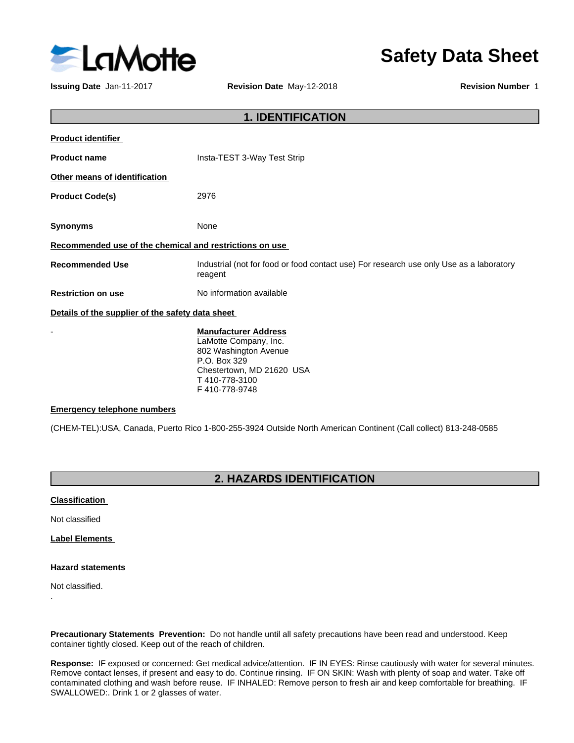LaMotte

# Safety Data Sheet

**Issuing Date** Jan-11-2017 **Revision Date** May-12-2018 **Revision Number** 1

## 1. IDENTIFICATION

**Product identifier**

**Product name** Insta-TEST 3-Way Test Strip

**Other means of identification**

**Product Code(s)** 2976

**Synonyms** None

**Recommended use of the chemical and restrictions on use**

**Recommended Use** Industrial (not for food or food contact use) For research use only Use as a laboratory reagent

**Restriction on use** No information available

**Details of the supplier of the safety data sheet**

-

**Manufacturer Address**
LaMotte Company, Inc.
802 Washington Avenue
P.O. Box 329
Chestertown, MD 21620 USA
T 410-778-3100
F 410-778-9748

**Emergency telephone numbers**

(CHEM-TEL):USA, Canada, Puerto Rico 1-800-255-3924 Outside North American Continent (Call collect) 813-248-0585

## 2. HAZARDS IDENTIFICATION

**Classification**

Not classified

**Label Elements**

**Hazard statements**

Not classified.

.

**Precautionary Statements Prevention:** Do not handle until all safety precautions have been read and understood. Keep container tightly closed. Keep out of the reach of children.

**Response:** IF exposed or concerned: Get medical advice/attention. IF IN EYES: Rinse cautiously with water for several minutes. Remove contact lenses, if present and easy to do. Continue rinsing. IF ON SKIN: Wash with plenty of soap and water. Take off contaminated clothing and wash before reuse. IF INHALED: Remove person to fresh air and keep comfortable for breathing. IF SWALLOWED:. Drink 1 or 2 glasses of water.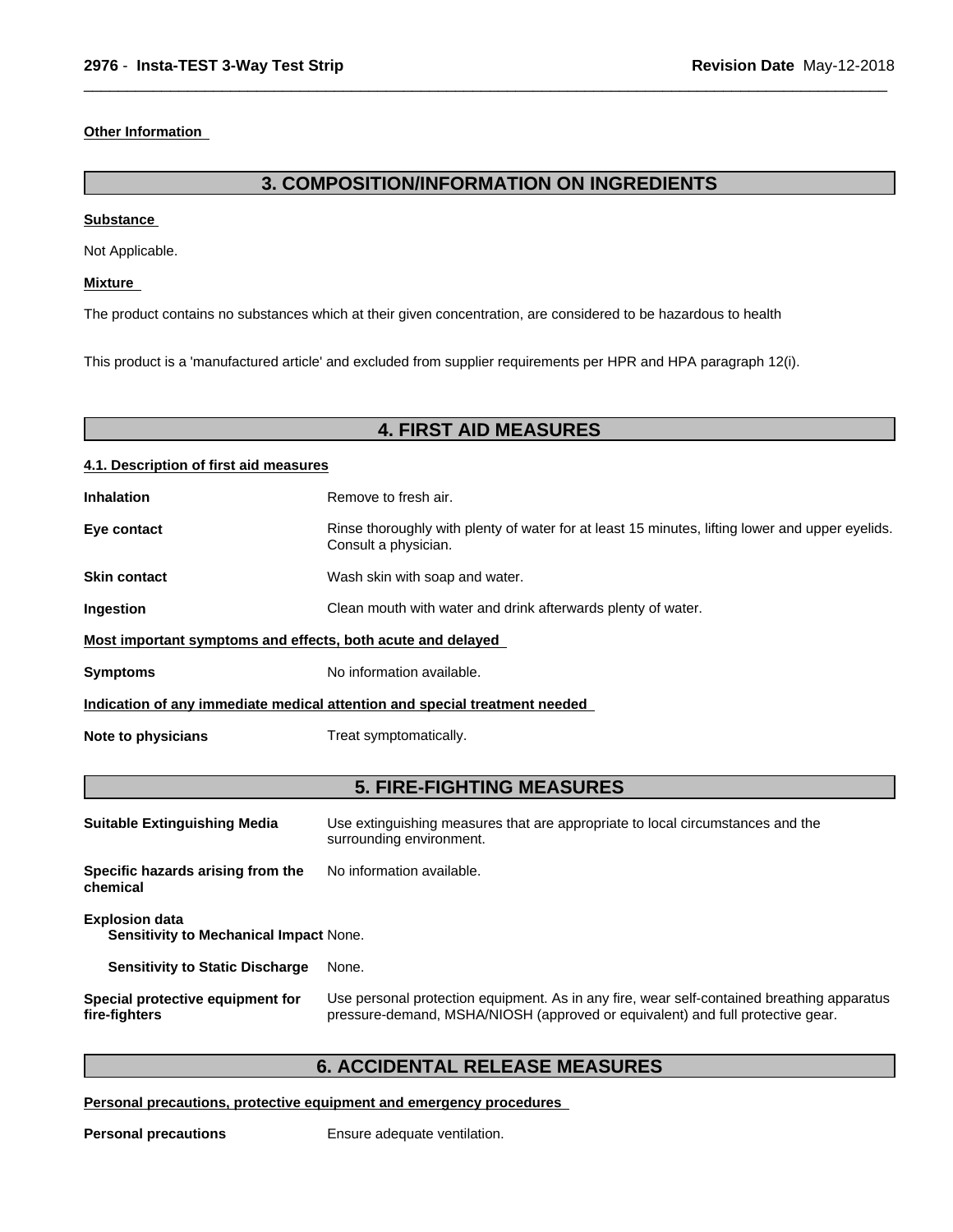**Other Information**

## 3. COMPOSITION/INFORMATION ON INGREDIENTS

**Substance**

Not Applicable.

**Mixture**

The product contains no substances which at their given concentration, are considered to be hazardous to health

This product is a 'manufactured article' and excluded from supplier requirements per HPR and HPA paragraph 12(i).

## 4. FIRST AID MEASURES

**4.1. Description of first aid measures**

**Inhalation** Remove to fresh air.

**Eye contact** Rinse thoroughly with plenty of water for at least 15 minutes, lifting lower and upper eyelids. Consult a physician.

**Skin contact** Wash skin with soap and water.

**Ingestion** Clean mouth with water and drink afterwards plenty of water.

**Most important symptoms and effects, both acute and delayed**

**Symptoms** No information available.

**Indication of any immediate medical attention and special treatment needed**

**Note to physicians** Treat symptomatically.

## 5. FIRE-FIGHTING MEASURES

**Suitable Extinguishing Media** Use extinguishing measures that are appropriate to local circumstances and the surrounding environment.

**Specific hazards arising from the chemical** No information available.

**Explosion data**
**Sensitivity to Mechanical Impact** None.

**Sensitivity to Static Discharge** None.

**Special protective equipment for fire-fighters** Use personal protection equipment. As in any fire, wear self-contained breathing apparatus pressure-demand, MSHA/NIOSH (approved or equivalent) and full protective gear.

## 6. ACCIDENTAL RELEASE MEASURES

**Personal precautions, protective equipment and emergency procedures**

**Personal precautions** Ensure adequate ventilation.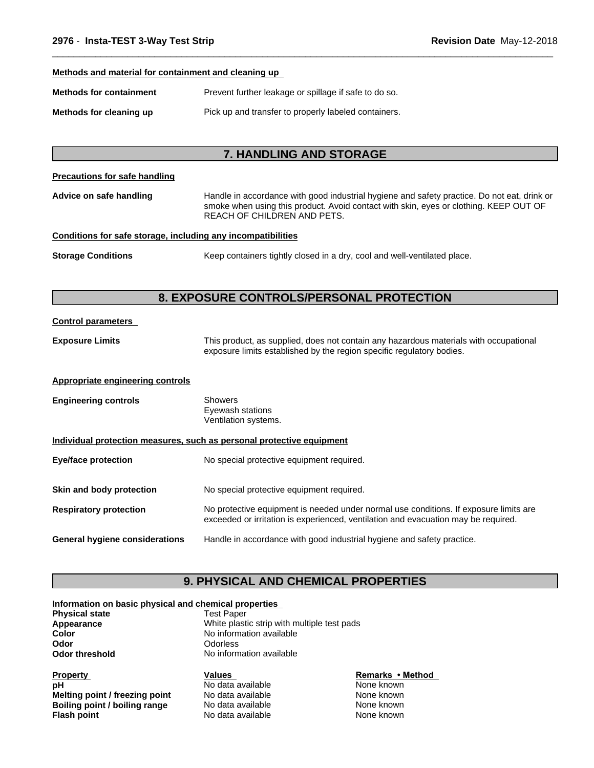**Methods and material for containment and cleaning up**

**Methods for containment** Prevent further leakage or spillage if safe to do so.

**Methods for cleaning up** Pick up and transfer to properly labeled containers.

## 7. HANDLING AND STORAGE

**Precautions for safe handling**

**Advice on safe handling** Handle in accordance with good industrial hygiene and safety practice. Do not eat, drink or smoke when using this product. Avoid contact with skin, eyes or clothing. KEEP OUT OF REACH OF CHILDREN AND PETS.

**Conditions for safe storage, including any incompatibilities**

**Storage Conditions** Keep containers tightly closed in a dry, cool and well-ventilated place.

## 8. EXPOSURE CONTROLS/PERSONAL PROTECTION

**Control parameters**

**Exposure Limits** This product, as supplied, does not contain any hazardous materials with occupational exposure limits established by the region specific regulatory bodies.

**Appropriate engineering controls**

**Engineering controls** Showers
Eyewash stations
Ventilation systems.

**Individual protection measures, such as personal protective equipment**

**Eye/face protection** No special protective equipment required.

**Skin and body protection** No special protective equipment required.

**Respiratory protection** No protective equipment is needed under normal use conditions. If exposure limits are exceeded or irritation is experienced, ventilation and evacuation may be required.

**General hygiene considerations** Handle in accordance with good industrial hygiene and safety practice.

## 9. PHYSICAL AND CHEMICAL PROPERTIES

**Information on basic physical and chemical properties**

| | |
|---|---|
| **Physical state** | Test Paper |
| **Appearance** | White plastic strip with multiple test pads |
| **Color** | No information available |
| **Odor** | Odorless |
| **Odor threshold** | No information available |

| Property | Values | Remarks • Method |
|---|---|---|
| **pH** | No data available | None known |
| **Melting point / freezing point** | No data available | None known |
| **Boiling point / boiling range** | No data available | None known |
| **Flash point** | No data available | None known |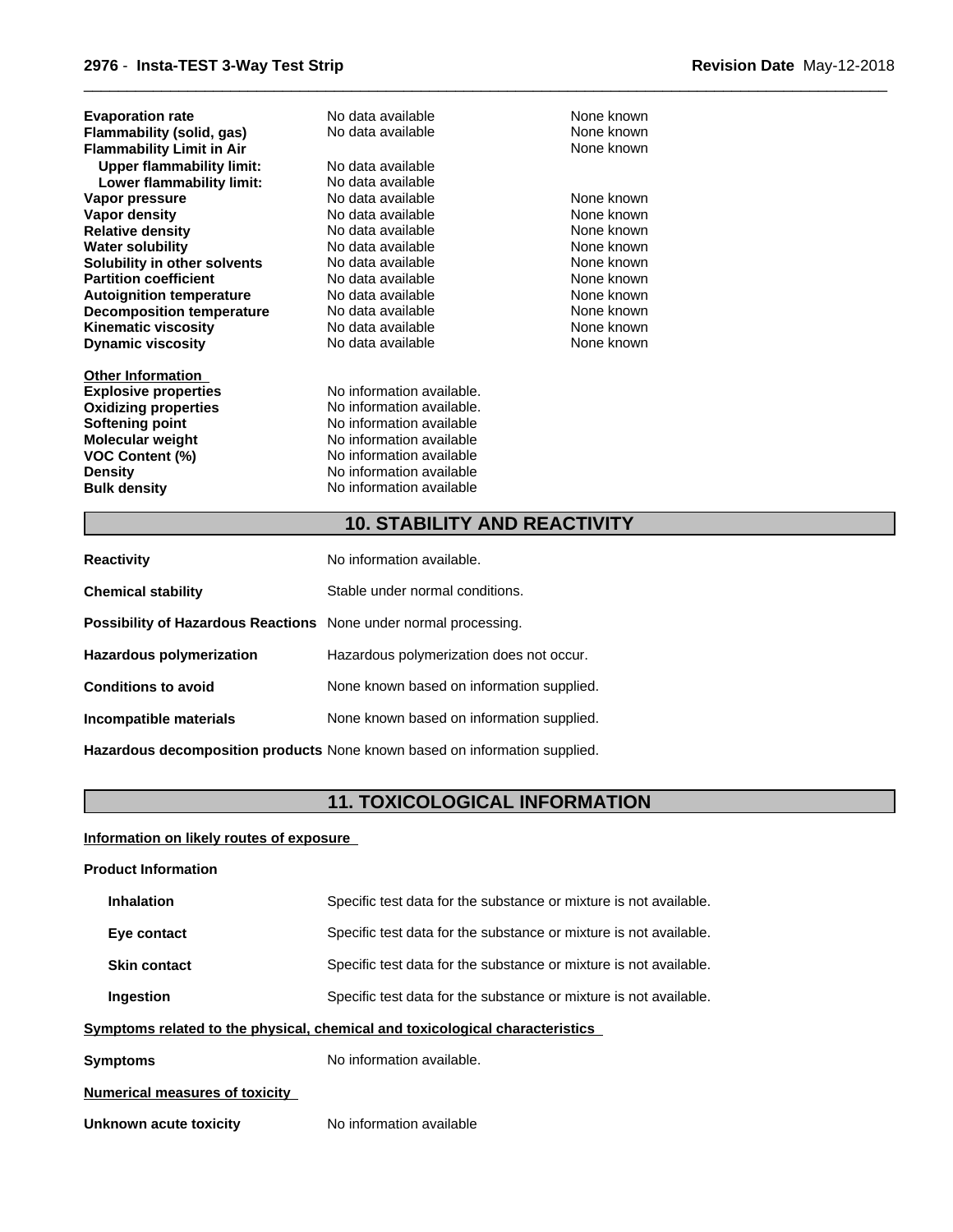| | | |
|---|---|---|
| **Evaporation rate** | No data available | None known |
| **Flammability (solid, gas)** | No data available | None known |
| **Flammability Limit in Air** | | None known |
| **Upper flammability limit:** | No data available | |
| **Lower flammability limit:** | No data available | |
| **Vapor pressure** | No data available | None known |
| **Vapor density** | No data available | None known |
| **Relative density** | No data available | None known |
| **Water solubility** | No data available | None known |
| **Solubility in other solvents** | No data available | None known |
| **Partition coefficient** | No data available | None known |
| **Autoignition temperature** | No data available | None known |
| **Decomposition temperature** | No data available | None known |
| **Kinematic viscosity** | No data available | None known |
| **Dynamic viscosity** | No data available | None known |

**Other Information**

| | |
|---|---|
| **Explosive properties** | No information available. |
| **Oxidizing properties** | No information available. |
| **Softening point** | No information available |
| **Molecular weight** | No information available |
| **VOC Content (%)** | No information available |
| **Density** | No information available |
| **Bulk density** | No information available |

## 10. STABILITY AND REACTIVITY

**Reactivity** No information available.

**Chemical stability** Stable under normal conditions.

**Possibility of Hazardous Reactions** None under normal processing.

**Hazardous polymerization** Hazardous polymerization does not occur.

**Conditions to avoid** None known based on information supplied.

**Incompatible materials** None known based on information supplied.

**Hazardous decomposition products** None known based on information supplied.

## 11. TOXICOLOGICAL INFORMATION

**Information on likely routes of exposure**

**Product Information**

**Inhalation** Specific test data for the substance or mixture is not available.

**Eye contact** Specific test data for the substance or mixture is not available.

**Skin contact** Specific test data for the substance or mixture is not available.

**Ingestion** Specific test data for the substance or mixture is not available.

**Symptoms related to the physical, chemical and toxicological characteristics**

**Symptoms** No information available.

**Numerical measures of toxicity**

**Unknown acute toxicity** No information available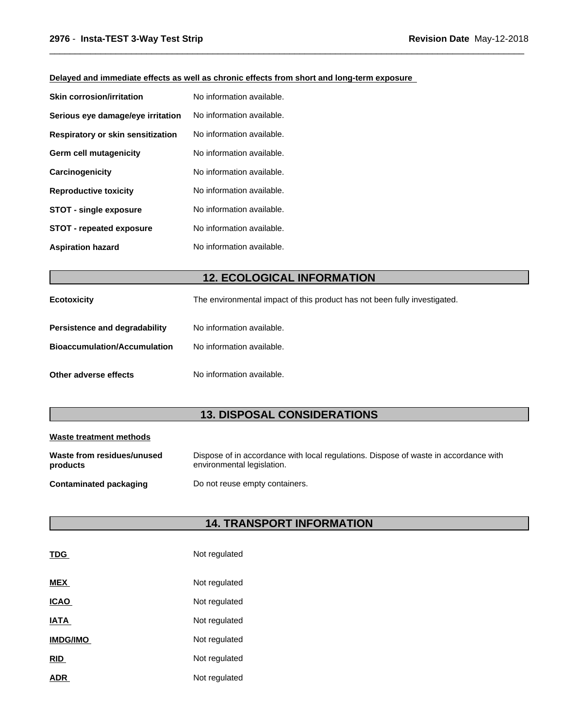**Delayed and immediate effects as well as chronic effects from short and long-term exposure**

| | |
|---|---|
| **Skin corrosion/irritation** | No information available. |
| **Serious eye damage/eye irritation** | No information available. |
| **Respiratory or skin sensitization** | No information available. |
| **Germ cell mutagenicity** | No information available. |
| **Carcinogenicity** | No information available. |
| **Reproductive toxicity** | No information available. |
| **STOT - single exposure** | No information available. |
| **STOT - repeated exposure** | No information available. |
| **Aspiration hazard** | No information available. |

## 12. ECOLOGICAL INFORMATION

| | |
|---|---|
| **Ecotoxicity** | The environmental impact of this product has not been fully investigated. |
| **Persistence and degradability** | No information available. |
| **Bioaccumulation/Accumulation** | No information available. |
| **Other adverse effects** | No information available. |

## 13. DISPOSAL CONSIDERATIONS

**Waste treatment methods**

| | |
|---|---|
| **Waste from residues/unused products** | Dispose of in accordance with local regulations. Dispose of waste in accordance with environmental legislation. |
| **Contaminated packaging** | Do not reuse empty containers. |

## 14. TRANSPORT INFORMATION

| | |
|---|---|
| **TDG** | Not regulated |
| **MEX** | Not regulated |
| **ICAO** | Not regulated |
| **IATA** | Not regulated |
| **IMDG/IMO** | Not regulated |
| **RID** | Not regulated |
| **ADR** | Not regulated |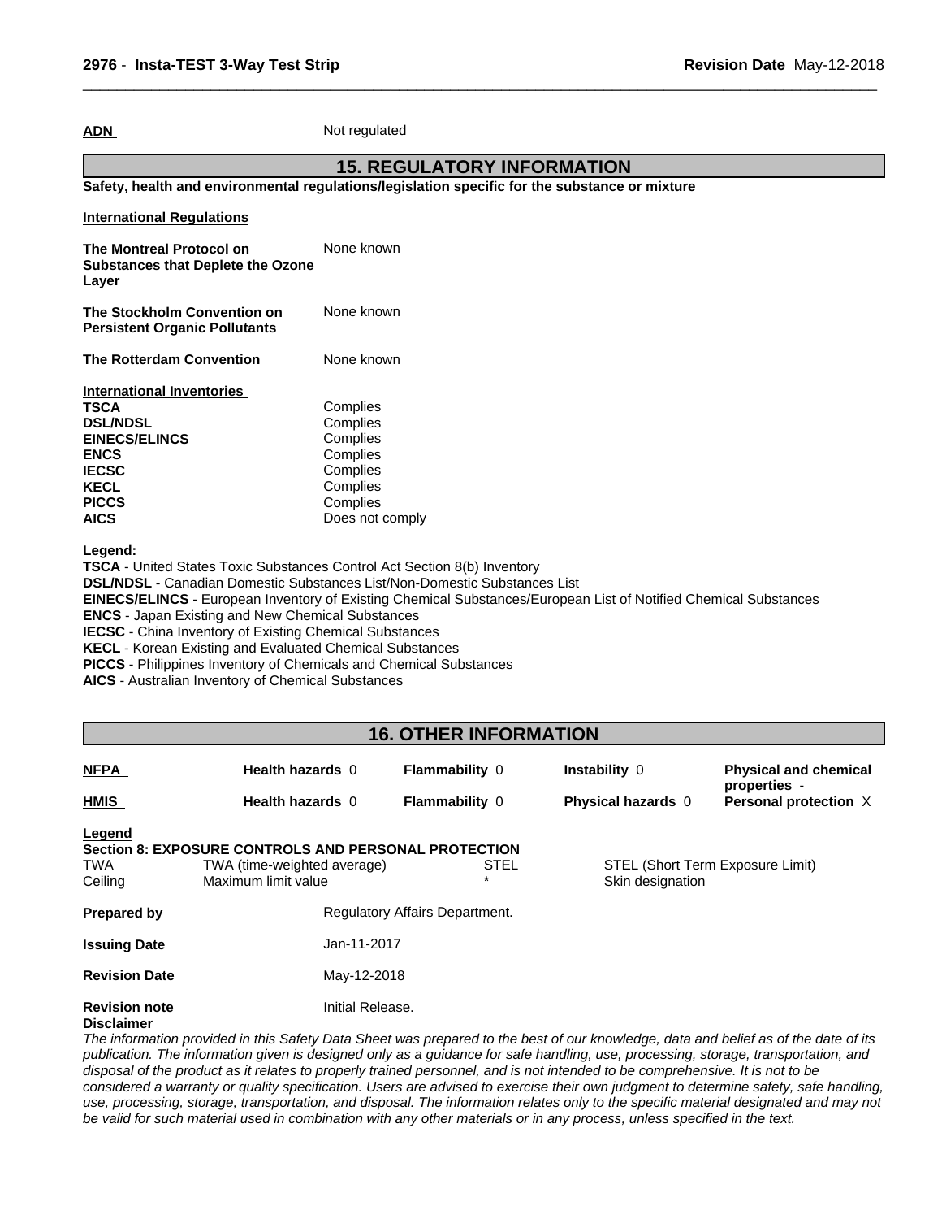**ADN** Not regulated

## 15. REGULATORY INFORMATION

**Safety, health and environmental regulations/legislation specific for the substance or mixture**

**International Regulations**

| | |
|---|---|
| **The Montreal Protocol on Substances that Deplete the Ozone Layer** | None known |
| **The Stockholm Convention on Persistent Organic Pollutants** | None known |
| **The Rotterdam Convention** | None known |

**International Inventories**

| | |
|---|---|
| **TSCA** | Complies |
| **DSL/NDSL** | Complies |
| **EINECS/ELINCS** | Complies |
| **ENCS** | Complies |
| **IECSC** | Complies |
| **KECL** | Complies |
| **PICCS** | Complies |
| **AICS** | Does not comply |

**Legend:**

**TSCA** - United States Toxic Substances Control Act Section 8(b) Inventory
**DSL/NDSL** - Canadian Domestic Substances List/Non-Domestic Substances List
**EINECS/ELINCS** - European Inventory of Existing Chemical Substances/European List of Notified Chemical Substances
**ENCS** - Japan Existing and New Chemical Substances
**IECSC** - China Inventory of Existing Chemical Substances
**KECL** - Korean Existing and Evaluated Chemical Substances
**PICCS** - Philippines Inventory of Chemicals and Chemical Substances
**AICS** - Australian Inventory of Chemical Substances

## 16. OTHER INFORMATION

| | | | | |
|---|---|---|---|---|
| **NFPA** | **Health hazards** 0 | **Flammability** 0 | **Instability** 0 | **Physical and chemical properties** - |
| **HMIS** | **Health hazards** 0 | **Flammability** 0 | **Physical hazards** 0 | **Personal protection** X |

**Legend**

**Section 8: EXPOSURE CONTROLS AND PERSONAL PROTECTION**

| | | | |
|---|---|---|---|
| TWA | TWA (time-weighted average) | STEL | STEL (Short Term Exposure Limit) |
| Ceiling | Maximum limit value | * | Skin designation |

| | |
|---|---|
| **Prepared by** | Regulatory Affairs Department. |
| **Issuing Date** | Jan-11-2017 |
| **Revision Date** | May-12-2018 |
| **Revision note** | Initial Release. |

**Disclaimer**

*The information provided in this Safety Data Sheet was prepared to the best of our knowledge, data and belief as of the date of its publication. The information given is designed only as a guidance for safe handling, use, processing, storage, transportation, and disposal of the product as it relates to properly trained personnel, and is not intended to be comprehensive. It is not to be considered a warranty or quality specification. Users are advised to exercise their own judgment to determine safety, safe handling, use, processing, storage, transportation, and disposal. The information relates only to the specific material designated and may not be valid for such material used in combination with any other materials or in any process, unless specified in the text.*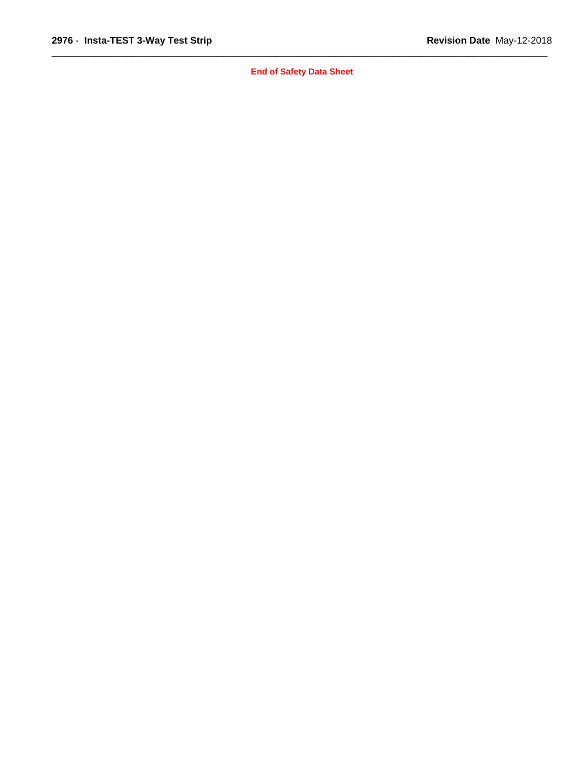**End of Safety Data Sheet**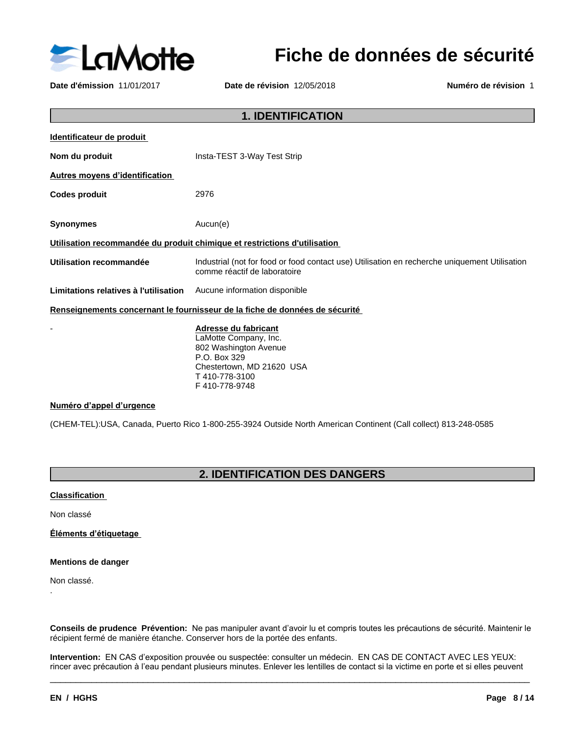# Fiche de données de sécurité

**Date d'émission** 11/01/2017 **Date de révision** 12/05/2018 **Numéro de révision** 1

## 1. IDENTIFICATION

**Identificateur de produit**

**Nom du produit** Insta-TEST 3-Way Test Strip

**Autres moyens d'identification**

**Codes produit** 2976

**Synonymes** Aucun(e)

**Utilisation recommandée du produit chimique et restrictions d'utilisation**

**Utilisation recommandée** Industrial (not for food or food contact use) Utilisation en recherche uniquement Utilisation comme réactif de laboratoire

**Limitations relatives à l'utilisation** Aucune information disponible

**Renseignements concernant le fournisseur de la fiche de données de sécurité**

-

**Adresse du fabricant**
LaMotte Company, Inc.
802 Washington Avenue
P.O. Box 329
Chestertown, MD 21620 USA
T 410-778-3100
F 410-778-9748

**Numéro d'appel d'urgence**

(CHEM-TEL):USA, Canada, Puerto Rico 1-800-255-3924 Outside North American Continent (Call collect) 813-248-0585

## 2. IDENTIFICATION DES DANGERS

**Classification**

Non classé

**Éléments d'étiquetage**

**Mentions de danger**

Non classé.

.

**Conseils de prudence Prévention:** Ne pas manipuler avant d'avoir lu et compris toutes les précautions de sécurité. Maintenir le récipient fermé de manière étanche. Conserver hors de la portée des enfants.

**Intervention:** EN CAS d'exposition prouvée ou suspectée: consulter un médecin. EN CAS DE CONTACT AVEC LES YEUX: rincer avec précaution à l'eau pendant plusieurs minutes. Enlever les lentilles de contact si la victime en porte et si elles peuvent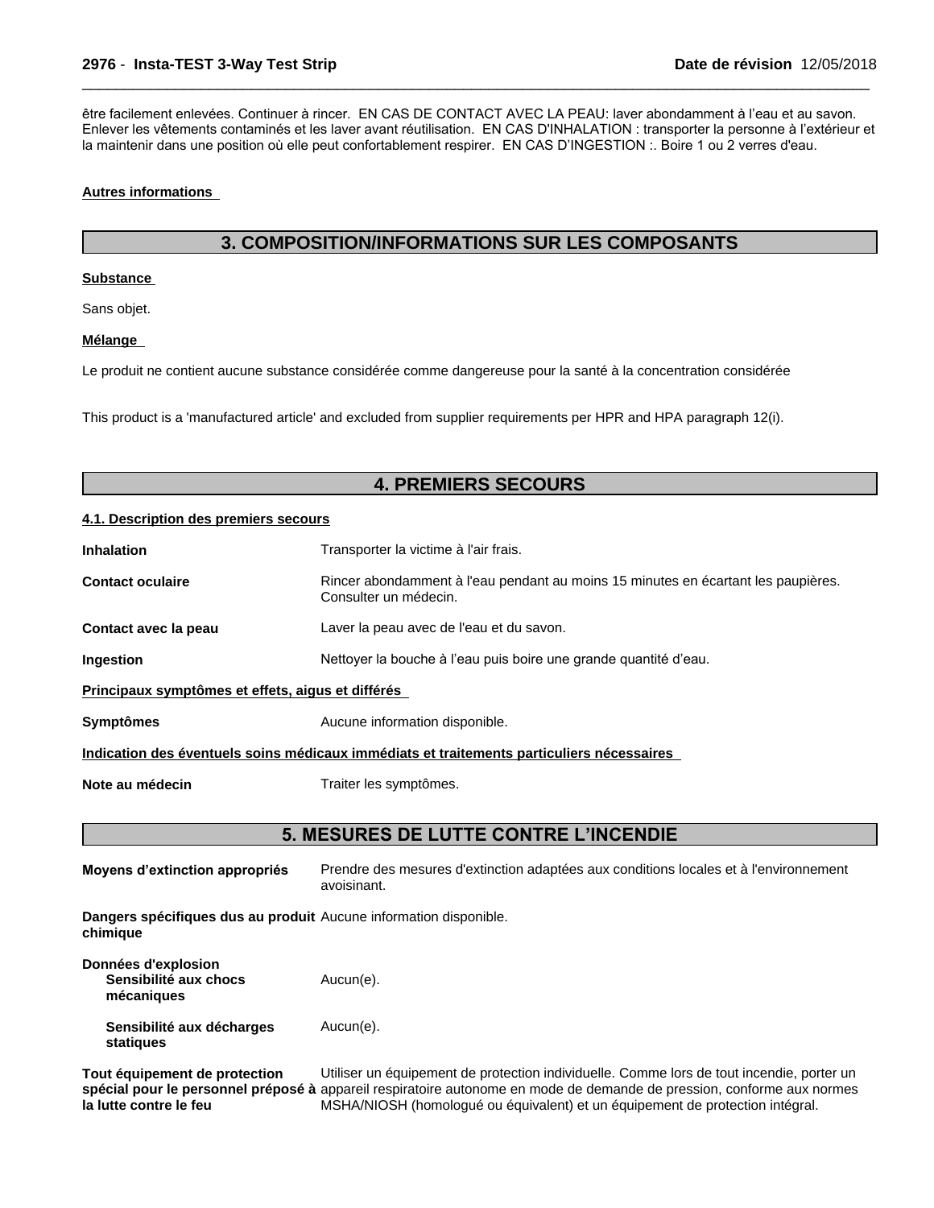être facilement enlevées. Continuer à rincer. EN CAS DE CONTACT AVEC LA PEAU: laver abondamment à l'eau et au savon. Enlever les vêtements contaminés et les laver avant réutilisation. EN CAS D'INHALATION : transporter la personne à l'extérieur et la maintenir dans une position où elle peut confortablement respirer. EN CAS D'INGESTION :. Boire 1 ou 2 verres d'eau.

**Autres informations**

## 3. COMPOSITION/INFORMATIONS SUR LES COMPOSANTS

**Substance**

Sans objet.

**Mélange**

Le produit ne contient aucune substance considérée comme dangereuse pour la santé à la concentration considérée

This product is a 'manufactured article' and excluded from supplier requirements per HPR and HPA paragraph 12(i).

## 4. PREMIERS SECOURS

**4.1. Description des premiers secours**

| | |
|---|---|
| **Inhalation** | Transporter la victime à l'air frais. |
| **Contact oculaire** | Rincer abondamment à l'eau pendant au moins 15 minutes en écartant les paupières. Consulter un médecin. |
| **Contact avec la peau** | Laver la peau avec de l'eau et du savon. |
| **Ingestion** | Nettoyer la bouche à l'eau puis boire une grande quantité d'eau. |

**Principaux symptômes et effets, aigus et différés**

| | |
|---|---|
| **Symptômes** | Aucune information disponible. |

**Indication des éventuels soins médicaux immédiats et traitements particuliers nécessaires**

| | |
|---|---|
| **Note au médecin** | Traiter les symptômes. |

## 5. MESURES DE LUTTE CONTRE L'INCENDIE

| | |
|---|---|
| **Moyens d'extinction appropriés** | Prendre des mesures d'extinction adaptées aux conditions locales et à l'environnement avoisinant. |
| **Dangers spécifiques dus au produit chimique** | Aucune information disponible. |
| **Données d'explosion** | |
| **Sensibilité aux chocs mécaniques** | Aucun(e). |
| **Sensibilité aux décharges statiques** | Aucun(e). |
| **Tout équipement de protection spécial pour le personnel préposé à la lutte contre le feu** | Utiliser un équipement de protection individuelle. Comme lors de tout incendie, porter un appareil respiratoire autonome en mode de demande de pression, conforme aux normes MSHA/NIOSH (homologué ou équivalent) et un équipement de protection intégral. |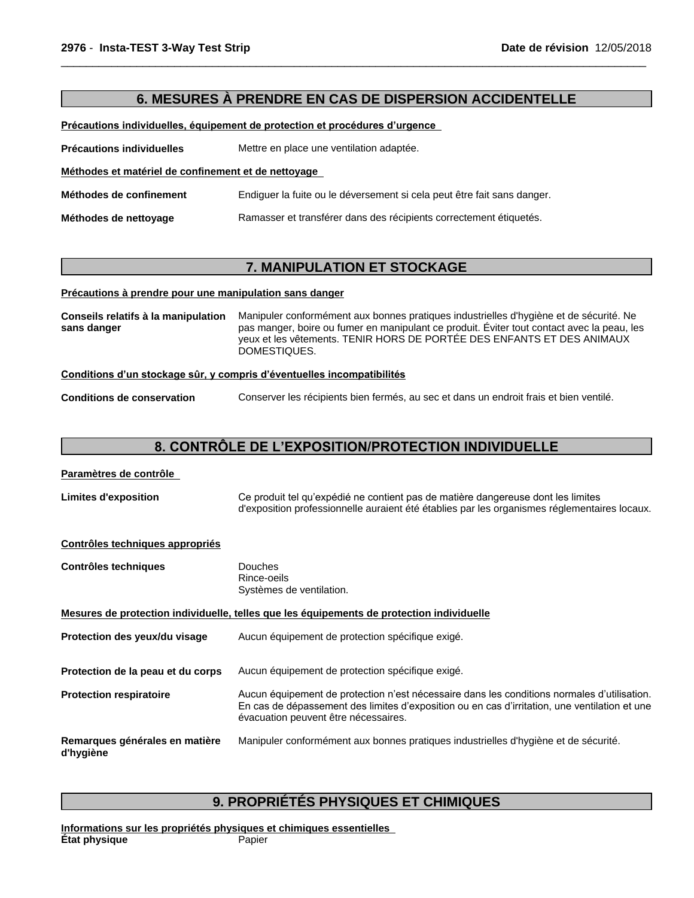## 6. MESURES À PRENDRE EN CAS DE DISPERSION ACCIDENTELLE

**Précautions individuelles, équipement de protection et procédures d'urgence**

**Précautions individuelles** Mettre en place une ventilation adaptée.

**Méthodes et matériel de confinement et de nettoyage**

**Méthodes de confinement** Endiguer la fuite ou le déversement si cela peut être fait sans danger.

**Méthodes de nettoyage** Ramasser et transférer dans des récipients correctement étiquetés.

## 7. MANIPULATION ET STOCKAGE

**Précautions à prendre pour une manipulation sans danger**

**Conseils relatifs à la manipulation sans danger** Manipuler conformément aux bonnes pratiques industrielles d'hygiène et de sécurité. Ne pas manger, boire ou fumer en manipulant ce produit. Éviter tout contact avec la peau, les yeux et les vêtements. TENIR HORS DE PORTÉE DES ENFANTS ET DES ANIMAUX DOMESTIQUES.

**Conditions d'un stockage sûr, y compris d'éventuelles incompatibilités**

**Conditions de conservation** Conserver les récipients bien fermés, au sec et dans un endroit frais et bien ventilé.

## 8. CONTRÔLE DE L'EXPOSITION/PROTECTION INDIVIDUELLE

**Paramètres de contrôle**

**Limites d'exposition** Ce produit tel qu'expédié ne contient pas de matière dangereuse dont les limites d'exposition professionnelle auraient été établies par les organismes réglementaires locaux.

**Contrôles techniques appropriés**

**Contrôles techniques** Douches
Rince-oeils
Systèmes de ventilation.

**Mesures de protection individuelle, telles que les équipements de protection individuelle**

**Protection des yeux/du visage** Aucun équipement de protection spécifique exigé.

**Protection de la peau et du corps** Aucun équipement de protection spécifique exigé.

**Protection respiratoire** Aucun équipement de protection n'est nécessaire dans les conditions normales d'utilisation. En cas de dépassement des limites d'exposition ou en cas d'irritation, une ventilation et une évacuation peuvent être nécessaires.

**Remarques générales en matière d'hygiène** Manipuler conformément aux bonnes pratiques industrielles d'hygiène et de sécurité.

## 9. PROPRIÉTÉS PHYSIQUES ET CHIMIQUES

**Informations sur les propriétés physiques et chimiques essentielles**

**État physique** Papier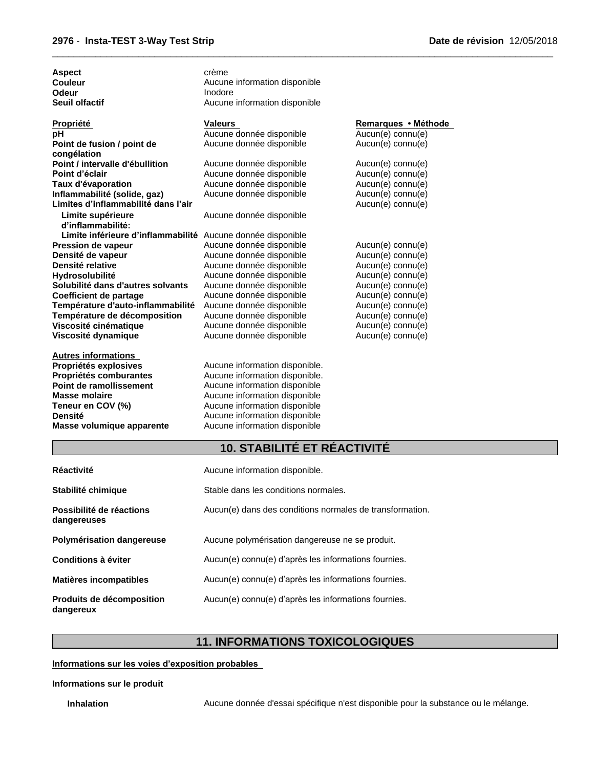| | |
|---|---|
| **Aspect** | crème |
| **Couleur** | Aucune information disponible |
| **Odeur** | Inodore |
| **Seuil olfactif** | Aucune information disponible |

| **Propriété** | **Valeurs** | **Remarques • Méthode** |
|---|---|---|
| **pH** | Aucune donnée disponible | Aucun(e) connu(e) |
| **Point de fusion / point de congélation** | Aucune donnée disponible | Aucun(e) connu(e) |
| **Point / intervalle d'ébullition** | Aucune donnée disponible | Aucun(e) connu(e) |
| **Point d'éclair** | Aucune donnée disponible | Aucun(e) connu(e) |
| **Taux d'évaporation** | Aucune donnée disponible | Aucun(e) connu(e) |
| **Inflammabilité (solide, gaz)** | Aucune donnée disponible | Aucun(e) connu(e) |
| **Limites d'inflammabilité dans l'air** | | Aucun(e) connu(e) |
| **Limite supérieure d'inflammabilité:** | Aucune donnée disponible | |
| **Limite inférieure d'inflammabilité** | Aucune donnée disponible | |
| **Pression de vapeur** | Aucune donnée disponible | Aucun(e) connu(e) |
| **Densité de vapeur** | Aucune donnée disponible | Aucun(e) connu(e) |
| **Densité relative** | Aucune donnée disponible | Aucun(e) connu(e) |
| **Hydrosolubilité** | Aucune donnée disponible | Aucun(e) connu(e) |
| **Solubilité dans d'autres solvants** | Aucune donnée disponible | Aucun(e) connu(e) |
| **Coefficient de partage** | Aucune donnée disponible | Aucun(e) connu(e) |
| **Température d'auto-inflammabilité** | Aucune donnée disponible | Aucun(e) connu(e) |
| **Température de décomposition** | Aucune donnée disponible | Aucun(e) connu(e) |
| **Viscosité cinématique** | Aucune donnée disponible | Aucun(e) connu(e) |
| **Viscosité dynamique** | Aucune donnée disponible | Aucun(e) connu(e) |

**Autres informations**

| | |
|---|---|
| **Propriétés explosives** | Aucune information disponible. |
| **Propriétés comburantes** | Aucune information disponible. |
| **Point de ramollissement** | Aucune information disponible |
| **Masse molaire** | Aucune information disponible |
| **Teneur en COV (%)** | Aucune information disponible |
| **Densité** | Aucune information disponible |
| **Masse volumique apparente** | Aucune information disponible |

## 10. STABILITÉ ET RÉACTIVITÉ

| | |
|---|---|
| **Réactivité** | Aucune information disponible. |
| **Stabilité chimique** | Stable dans les conditions normales. |
| **Possibilité de réactions dangereuses** | Aucun(e) dans des conditions normales de transformation. |
| **Polymérisation dangereuse** | Aucune polymérisation dangereuse ne se produit. |
| **Conditions à éviter** | Aucun(e) connu(e) d'après les informations fournies. |
| **Matières incompatibles** | Aucun(e) connu(e) d'après les informations fournies. |
| **Produits de décomposition dangereux** | Aucun(e) connu(e) d'après les informations fournies. |

## 11. INFORMATIONS TOXICOLOGIQUES

**Informations sur les voies d'exposition probables**

**Informations sur le produit**

**Inhalation** Aucune donnée d'essai spécifique n'est disponible pour la substance ou le mélange.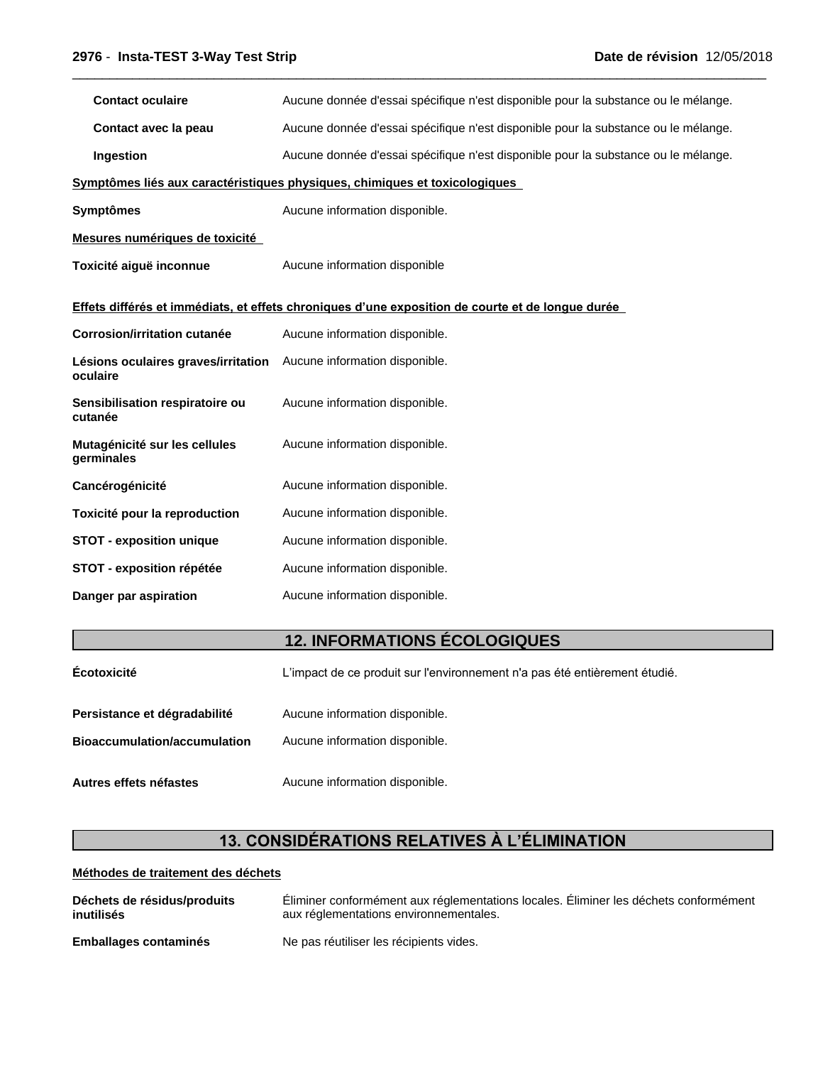| | |
|---|---|
| **Contact oculaire** | Aucune donnée d'essai spécifique n'est disponible pour la substance ou le mélange. |
| **Contact avec la peau** | Aucune donnée d'essai spécifique n'est disponible pour la substance ou le mélange. |
| **Ingestion** | Aucune donnée d'essai spécifique n'est disponible pour la substance ou le mélange. |

**Symptômes liés aux caractéristiques physiques, chimiques et toxicologiques**

| | |
|---|---|
| **Symptômes** | Aucune information disponible. |

**Mesures numériques de toxicité**

| | |
|---|---|
| **Toxicité aiguë inconnue** | Aucune information disponible |

**Effets différés et immédiats, et effets chroniques d'une exposition de courte et de longue durée**

| | |
|---|---|
| **Corrosion/irritation cutanée** | Aucune information disponible. |
| **Lésions oculaires graves/irritation oculaire** | Aucune information disponible. |
| **Sensibilisation respiratoire ou cutanée** | Aucune information disponible. |
| **Mutagénicité sur les cellules germinales** | Aucune information disponible. |
| **Cancérogénicité** | Aucune information disponible. |
| **Toxicité pour la reproduction** | Aucune information disponible. |
| **STOT - exposition unique** | Aucune information disponible. |
| **STOT - exposition répétée** | Aucune information disponible. |
| **Danger par aspiration** | Aucune information disponible. |

## 12. INFORMATIONS ÉCOLOGIQUES

| | |
|---|---|
| **Écotoxicité** | L'impact de ce produit sur l'environnement n'a pas été entièrement étudié. |
| **Persistance et dégradabilité** | Aucune information disponible. |
| **Bioaccumulation/accumulation** | Aucune information disponible. |
| **Autres effets néfastes** | Aucune information disponible. |

## 13. CONSIDÉRATIONS RELATIVES À L'ÉLIMINATION

**Méthodes de traitement des déchets**

| | |
|---|---|
| **Déchets de résidus/produits inutilisés** | Éliminer conformément aux réglementations locales. Éliminer les déchets conformément aux réglementations environnementales. |
| **Emballages contaminés** | Ne pas réutiliser les récipients vides. |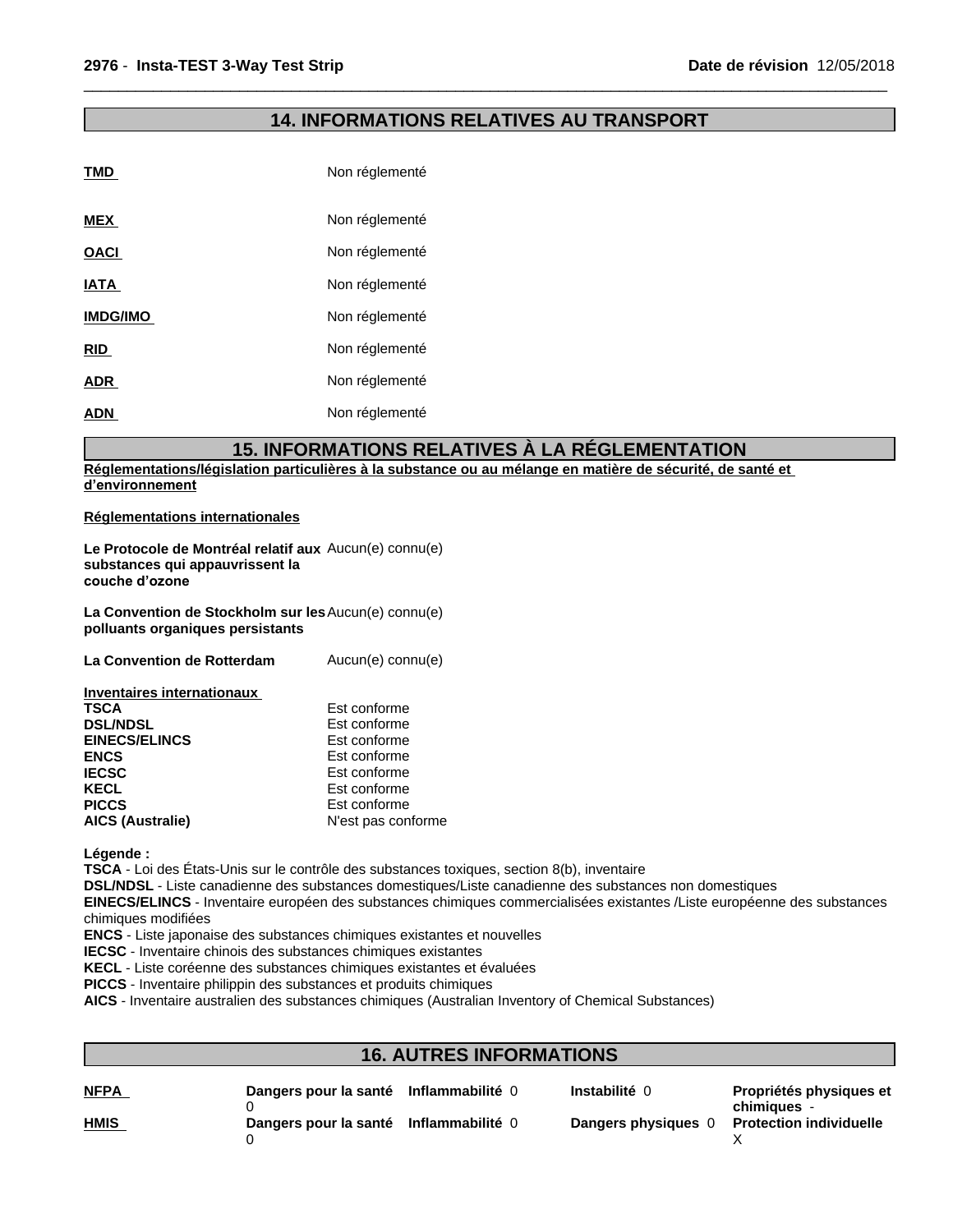## 14. INFORMATIONS RELATIVES AU TRANSPORT

| | |
|---|---|
| **TMD** | Non réglementé |
| **MEX** | Non réglementé |
| **OACI** | Non réglementé |
| **IATA** | Non réglementé |
| **IMDG/IMO** | Non réglementé |
| **RID** | Non réglementé |
| **ADR** | Non réglementé |
| **ADN** | Non réglementé |

## 15. INFORMATIONS RELATIVES À LA RÉGLEMENTATION

**Réglementations/législation particulières à la substance ou au mélange en matière de sécurité, de santé et d'environnement**

**Réglementations internationales**

| | |
|---|---|
| **Le Protocole de Montréal relatif aux substances qui appauvrissent la couche d'ozone** | Aucun(e) connu(e) |
| **La Convention de Stockholm sur les polluants organiques persistants** | Aucun(e) connu(e) |
| **La Convention de Rotterdam** | Aucun(e) connu(e) |

**Inventaires internationaux**

| | |
|---|---|
| **TSCA** | Est conforme |
| **DSL/NDSL** | Est conforme |
| **EINECS/ELINCS** | Est conforme |
| **ENCS** | Est conforme |
| **IECSC** | Est conforme |
| **KECL** | Est conforme |
| **PICCS** | Est conforme |
| **AICS (Australie)** | N'est pas conforme |

**Légende :**

**TSCA** - Loi des États-Unis sur le contrôle des substances toxiques, section 8(b), inventaire
**DSL/NDSL** - Liste canadienne des substances domestiques/Liste canadienne des substances non domestiques
**EINECS/ELINCS** - Inventaire européen des substances chimiques commercialisées existantes /Liste européenne des substances chimiques modifiées
**ENCS** - Liste japonaise des substances chimiques existantes et nouvelles
**IECSC** - Inventaire chinois des substances chimiques existantes
**KECL** - Liste coréenne des substances chimiques existantes et évaluées
**PICCS** - Inventaire philippin des substances et produits chimiques
**AICS** - Inventaire australien des substances chimiques (Australian Inventory of Chemical Substances)

## 16. AUTRES INFORMATIONS

| | | | | |
|---|---|---|---|---|
| **NFPA** | **Dangers pour la santé** 0 | **Inflammabilité** 0 | **Instabilité** 0 | **Propriétés physiques et chimiques** - |
| **HMIS** | **Dangers pour la santé** 0 | **Inflammabilité** 0 | **Dangers physiques** 0 | **Protection individuelle** X |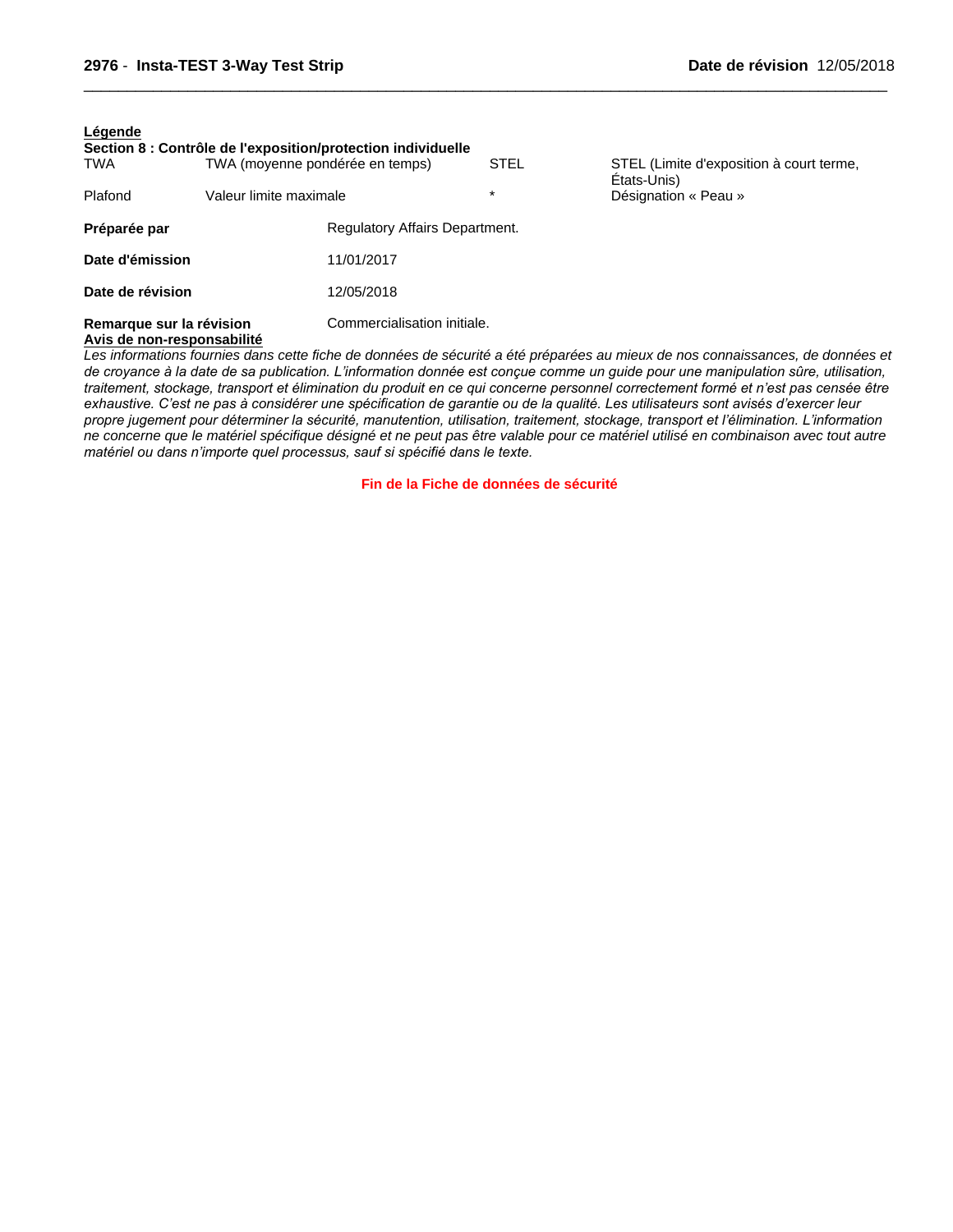**Légende**

**Section 8 : Contrôle de l'exposition/protection individuelle**

| | | | |
|---|---|---|---|
| TWA | TWA (moyenne pondérée en temps) | STEL | STEL (Limite d'exposition à court terme, États-Unis) |
| Plafond | Valeur limite maximale | * | Désignation « Peau » |

**Préparée par** Regulatory Affairs Department.

**Date d'émission** 11/01/2017

**Date de révision** 12/05/2018

**Remarque sur la révision** Commercialisation initiale.

**Avis de non-responsabilité**

*Les informations fournies dans cette fiche de données de sécurité a été préparées au mieux de nos connaissances, de données et de croyance à la date de sa publication. L'information donnée est conçue comme un guide pour une manipulation sûre, utilisation, traitement, stockage, transport et élimination du produit en ce qui concerne personnel correctement formé et n'est pas censée être exhaustive. C'est ne pas à considérer une spécification de garantie ou de la qualité. Les utilisateurs sont avisés d'exercer leur propre jugement pour déterminer la sécurité, manutention, utilisation, traitement, stockage, transport et l'élimination. L'information ne concerne que le matériel spécifique désigné et ne peut pas être valable pour ce matériel utilisé en combinaison avec tout autre matériel ou dans n'importe quel processus, sauf si spécifié dans le texte.*

**Fin de la Fiche de données de sécurité**